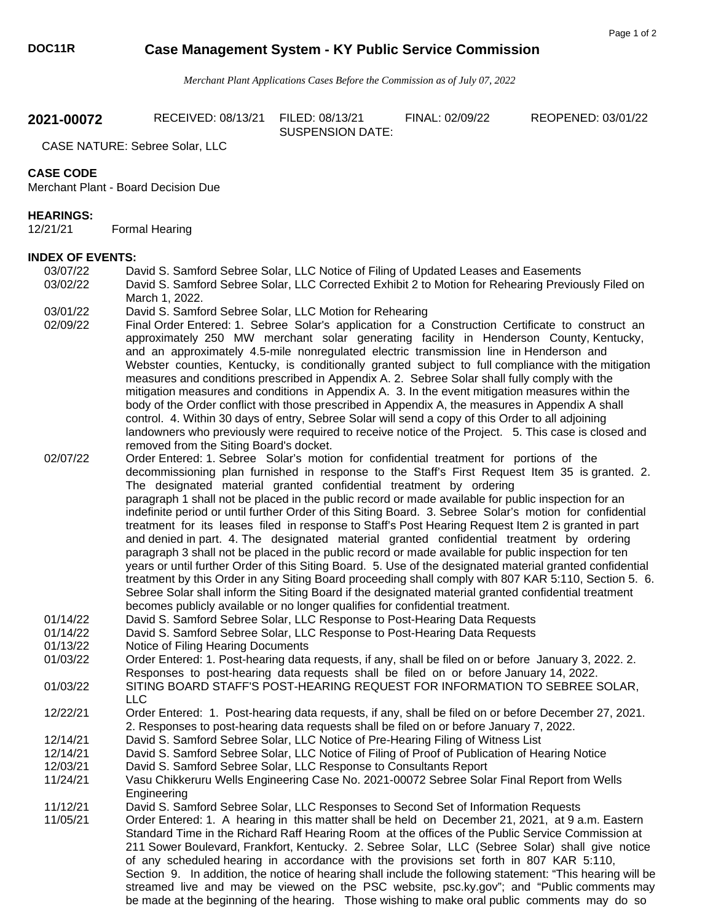**DOC11R** **Case Management System - KY Public Service Commission**

*Merchant Plant Applications Cases Before the Commission as of July 07, 2022*

## 2021-00072

RECEIVED: 08/13/21 FILED: 08/13/21 FINAL: 02/09/22 REOPENED: 03/01/22
SUSPENSION DATE:

CASE NATURE: Sebree Solar, LLC

**CASE CODE**

Merchant Plant - Board Decision Due

**HEARINGS:**

12/21/21 Formal Hearing

**INDEX OF EVENTS:**

| Date | Event |
|---|---|
| 03/07/22 | David S. Samford Sebree Solar, LLC Notice of Filing of Updated Leases and Easements |
| 03/02/22 | David S. Samford Sebree Solar, LLC Corrected Exhibit 2 to Motion for Rehearing Previously Filed on March 1, 2022. |
| 03/01/22 | David S. Samford Sebree Solar, LLC Motion for Rehearing |
| 02/09/22 | Final Order Entered: 1. Sebree Solar's application for a Construction Certificate to construct an approximately 250 MW merchant solar generating facility in Henderson County, Kentucky, and an approximately 4.5-mile nonregulated electric transmission line in Henderson and Webster counties, Kentucky, is conditionally granted subject to full compliance with the mitigation measures and conditions prescribed in Appendix A. 2. Sebree Solar shall fully comply with the mitigation measures and conditions in Appendix A. 3. In the event mitigation measures within the body of the Order conflict with those prescribed in Appendix A, the measures in Appendix A shall control. 4. Within 30 days of entry, Sebree Solar will send a copy of this Order to all adjoining landowners who previously were required to receive notice of the Project. 5. This case is closed and removed from the Siting Board's docket. |
| 02/07/22 | Order Entered: 1. Sebree Solar's motion for confidential treatment for portions of the decommissioning plan furnished in response to the Staff's First Request Item 35 is granted. 2. The designated material granted confidential treatment by ordering paragraph 1 shall not be placed in the public record or made available for public inspection for an indefinite period or until further Order of this Siting Board. 3. Sebree Solar's motion for confidential treatment for its leases filed in response to Staff's Post Hearing Request Item 2 is granted in part and denied in part. 4. The designated material granted confidential treatment by ordering paragraph 3 shall not be placed in the public record or made available for public inspection for ten years or until further Order of this Siting Board. 5. Use of the designated material granted confidential treatment by this Order in any Siting Board proceeding shall comply with 807 KAR 5:110, Section 5. 6. Sebree Solar shall inform the Siting Board if the designated material granted confidential treatment becomes publicly available or no longer qualifies for confidential treatment. |
| 01/14/22 | David S. Samford Sebree Solar, LLC Response to Post-Hearing Data Requests |
| 01/14/22 | David S. Samford Sebree Solar, LLC Response to Post-Hearing Data Requests |
| 01/13/22 | Notice of Filing Hearing Documents |
| 01/03/22 | Order Entered: 1. Post-hearing data requests, if any, shall be filed on or before January 3, 2022. 2. Responses to post-hearing data requests shall be filed on or before January 14, 2022. |
| 01/03/22 | SITING BOARD STAFF'S POST-HEARING REQUEST FOR INFORMATION TO SEBREE SOLAR, LLC |
| 12/22/21 | Order Entered: 1. Post-hearing data requests, if any, shall be filed on or before December 27, 2021. 2. Responses to post-hearing data requests shall be filed on or before January 7, 2022. |
| 12/14/21 | David S. Samford Sebree Solar, LLC Notice of Pre-Hearing Filing of Witness List |
| 12/14/21 | David S. Samford Sebree Solar, LLC Notice of Filing of Proof of Publication of Hearing Notice |
| 12/03/21 | David S. Samford Sebree Solar, LLC Response to Consultants Report |
| 11/24/21 | Vasu Chikkeruru Wells Engineering Case No. 2021-00072 Sebree Solar Final Report from Wells Engineering |
| 11/12/21 | David S. Samford Sebree Solar, LLC Responses to Second Set of Information Requests |
| 11/05/21 | Order Entered: 1. A hearing in this matter shall be held on December 21, 2021, at 9 a.m. Eastern Standard Time in the Richard Raff Hearing Room at the offices of the Public Service Commission at 211 Sower Boulevard, Frankfort, Kentucky. 2. Sebree Solar, LLC (Sebree Solar) shall give notice of any scheduled hearing in accordance with the provisions set forth in 807 KAR 5:110, Section 9. In addition, the notice of hearing shall include the following statement: "This hearing will be streamed live and may be viewed on the PSC website, psc.ky.gov"; and "Public comments may be made at the beginning of the hearing. Those wishing to make oral public comments may do so |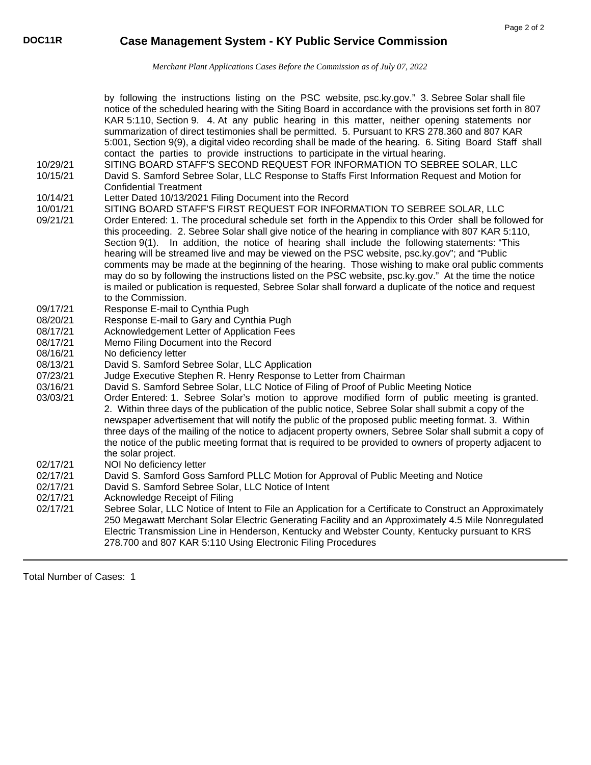**DOC11R** **Case Management System - KY Public Service Commission**

*Merchant Plant Applications Cases Before the Commission as of July 07, 2022*

| | |
|---|---|
| | by following the instructions listing on the PSC website, psc.ky.gov." 3. Sebree Solar shall file notice of the scheduled hearing with the Siting Board in accordance with the provisions set forth in 807 KAR 5:110, Section 9. 4. At any public hearing in this matter, neither opening statements nor summarization of direct testimonies shall be permitted. 5. Pursuant to KRS 278.360 and 807 KAR 5:001, Section 9(9), a digital video recording shall be made of the hearing. 6. Siting Board Staff shall contact the parties to provide instructions to participate in the virtual hearing. |
| 10/29/21 | SITING BOARD STAFF'S SECOND REQUEST FOR INFORMATION TO SEBREE SOLAR, LLC |
| 10/15/21 | David S. Samford Sebree Solar, LLC Response to Staffs First Information Request and Motion for Confidential Treatment |
| 10/14/21 | Letter Dated 10/13/2021 Filing Document into the Record |
| 10/01/21 | SITING BOARD STAFF'S FIRST REQUEST FOR INFORMATION TO SEBREE SOLAR, LLC |
| 09/21/21 | Order Entered: 1. The procedural schedule set forth in the Appendix to this Order shall be followed for this proceeding. 2. Sebree Solar shall give notice of the hearing in compliance with 807 KAR 5:110, Section 9(1). In addition, the notice of hearing shall include the following statements: "This hearing will be streamed live and may be viewed on the PSC website, psc.ky.gov"; and "Public comments may be made at the beginning of the hearing. Those wishing to make oral public comments may do so by following the instructions listed on the PSC website, psc.ky.gov." At the time the notice is mailed or publication is requested, Sebree Solar shall forward a duplicate of the notice and request to the Commission. |
| 09/17/21 | Response E-mail to Cynthia Pugh |
| 08/20/21 | Response E-mail to Gary and Cynthia Pugh |
| 08/17/21 | Acknowledgement Letter of Application Fees |
| 08/17/21 | Memo Filing Document into the Record |
| 08/16/21 | No deficiency letter |
| 08/13/21 | David S. Samford Sebree Solar, LLC Application |
| 07/23/21 | Judge Executive Stephen R. Henry Response to Letter from Chairman |
| 03/16/21 | David S. Samford Sebree Solar, LLC Notice of Filing of Proof of Public Meeting Notice |
| 03/03/21 | Order Entered: 1. Sebree Solar's motion to approve modified form of public meeting is granted. 2. Within three days of the publication of the public notice, Sebree Solar shall submit a copy of the newspaper advertisement that will notify the public of the proposed public meeting format. 3. Within three days of the mailing of the notice to adjacent property owners, Sebree Solar shall submit a copy of the notice of the public meeting format that is required to be provided to owners of property adjacent to the solar project. |
| 02/17/21 | NOI No deficiency letter |
| 02/17/21 | David S. Samford Goss Samford PLLC Motion for Approval of Public Meeting and Notice |
| 02/17/21 | David S. Samford Sebree Solar, LLC Notice of Intent |
| 02/17/21 | Acknowledge Receipt of Filing |
| 02/17/21 | Sebree Solar, LLC Notice of Intent to File an Application for a Certificate to Construct an Approximately 250 Megawatt Merchant Solar Electric Generating Facility and an Approximately 4.5 Mile Nonregulated Electric Transmission Line in Henderson, Kentucky and Webster County, Kentucky pursuant to KRS 278.700 and 807 KAR 5:110 Using Electronic Filing Procedures |

Total Number of Cases: 1